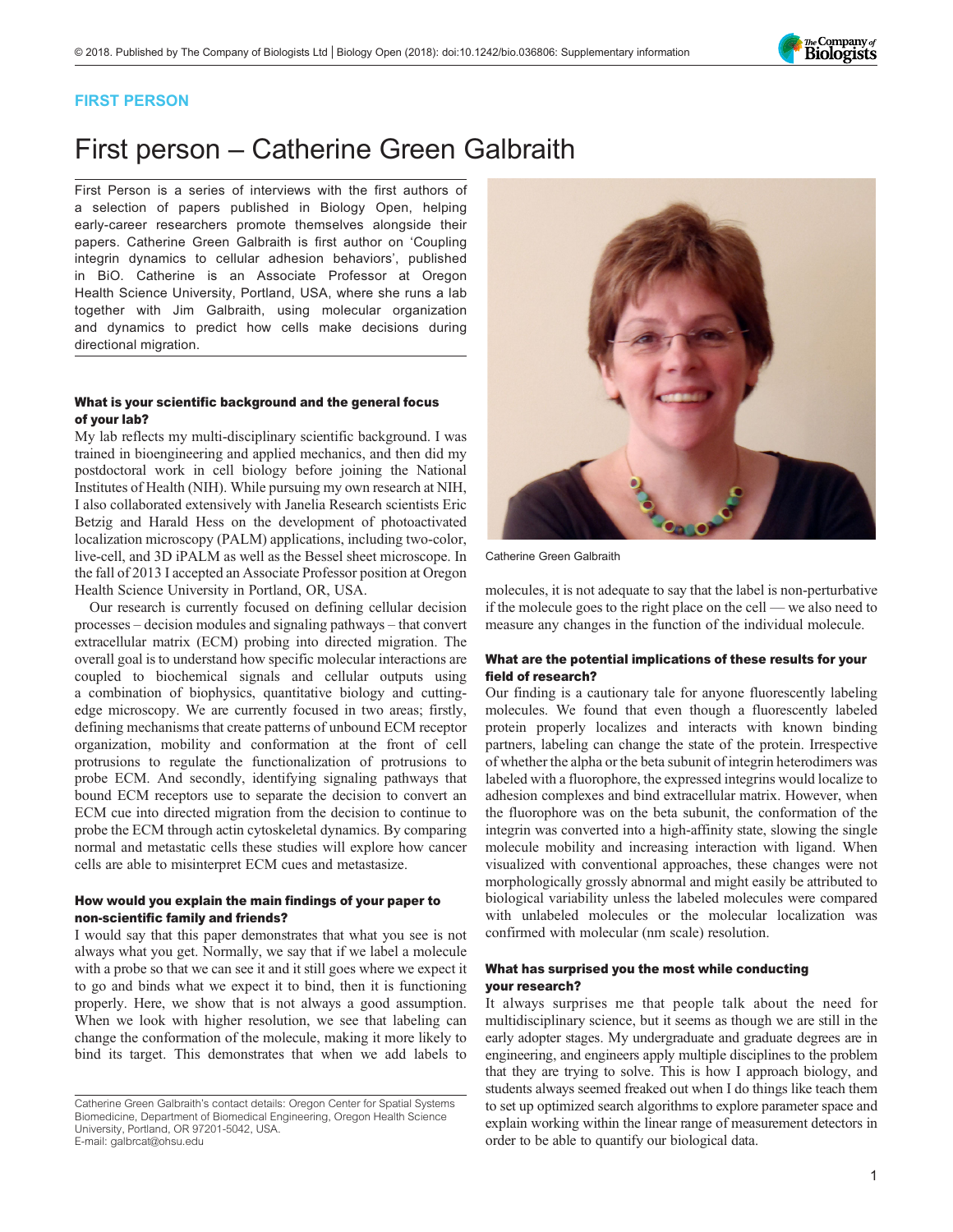FIRST PERSON

# First person – Catherine Green Galbraith

First Person is a series of interviews with the first authors of a selection of papers published in Biology Open, helping early-career researchers promote themselves alongside their papers. Catherine Green Galbraith is first author on 'Coupling integrin dynamics to cellular adhesion behaviors', published in BiO. Catherine is an Associate Professor at Oregon Health Science University, Portland, USA, where she runs a lab together with Jim Galbraith, using molecular organization and dynamics to predict how cells make decisions during directional migration.

Catherine Green Galbraith

### What is your scientific background and the general focus of your lab?

My lab reflects my multi-disciplinary scientific background. I was trained in bioengineering and applied mechanics, and then did my postdoctoral work in cell biology before joining the National Institutes of Health (NIH). While pursuing my own research at NIH, I also collaborated extensively with Janelia Research scientists Eric Betzig and Harald Hess on the development of photoactivated localization microscopy (PALM) applications, including two-color, live-cell, and 3D iPALM as well as the Bessel sheet microscope. In the fall of 2013 I accepted an Associate Professor position at Oregon Health Science University in Portland, OR, USA.

Our research is currently focused on defining cellular decision processes – decision modules and signaling pathways – that convert extracellular matrix (ECM) probing into directed migration. The overall goal is to understand how specific molecular interactions are coupled to biochemical signals and cellular outputs using a combination of biophysics, quantitative biology and cutting-edge microscopy. We are currently focused in two areas; firstly, defining mechanisms that create patterns of unbound ECM receptor organization, mobility and conformation at the front of cell protrusions to regulate the functionalization of protrusions to probe ECM. And secondly, identifying signaling pathways that bound ECM receptors use to separate the decision to convert an ECM cue into directed migration from the decision to continue to probe the ECM through actin cytoskeletal dynamics. By comparing normal and metastatic cells these studies will explore how cancer cells are able to misinterpret ECM cues and metastasize.

### How would you explain the main findings of your paper to non-scientific family and friends?

I would say that this paper demonstrates that what you see is not always what you get. Normally, we say that if we label a molecule with a probe so that we can see it and it still goes where we expect it to go and binds what we expect it to bind, then it is functioning properly. Here, we show that is not always a good assumption. When we look with higher resolution, we see that labeling can change the conformation of the molecule, making it more likely to bind its target. This demonstrates that when we add labels to molecules, it is not adequate to say that the label is non-perturbative if the molecule goes to the right place on the cell — we also need to measure any changes in the function of the individual molecule.

### What are the potential implications of these results for your field of research?

Our finding is a cautionary tale for anyone fluorescently labeling molecules. We found that even though a fluorescently labeled protein properly localizes and interacts with known binding partners, labeling can change the state of the protein. Irrespective of whether the alpha or the beta subunit of integrin heterodimers was labeled with a fluorophore, the expressed integrins would localize to adhesion complexes and bind extracellular matrix. However, when the fluorophore was on the beta subunit, the conformation of the integrin was converted into a high-affinity state, slowing the single molecule mobility and increasing interaction with ligand. When visualized with conventional approaches, these changes were not morphologically grossly abnormal and might easily be attributed to biological variability unless the labeled molecules were compared with unlabeled molecules or the molecular localization was confirmed with molecular (nm scale) resolution.

### What has surprised you the most while conducting your research?

It always surprises me that people talk about the need for multidisciplinary science, but it seems as though we are still in the early adopter stages. My undergraduate and graduate degrees are in engineering, and engineers apply multiple disciplines to the problem that they are trying to solve. This is how I approach biology, and students always seemed freaked out when I do things like teach them to set up optimized search algorithms to explore parameter space and explain working within the linear range of measurement detectors in order to be able to quantify our biological data.

Catherine Green Galbraith's contact details: Oregon Center for Spatial Systems Biomedicine, Department of Biomedical Engineering, Oregon Health Science University, Portland, OR 97201-5042, USA.
E-mail: galbrcat@ohsu.edu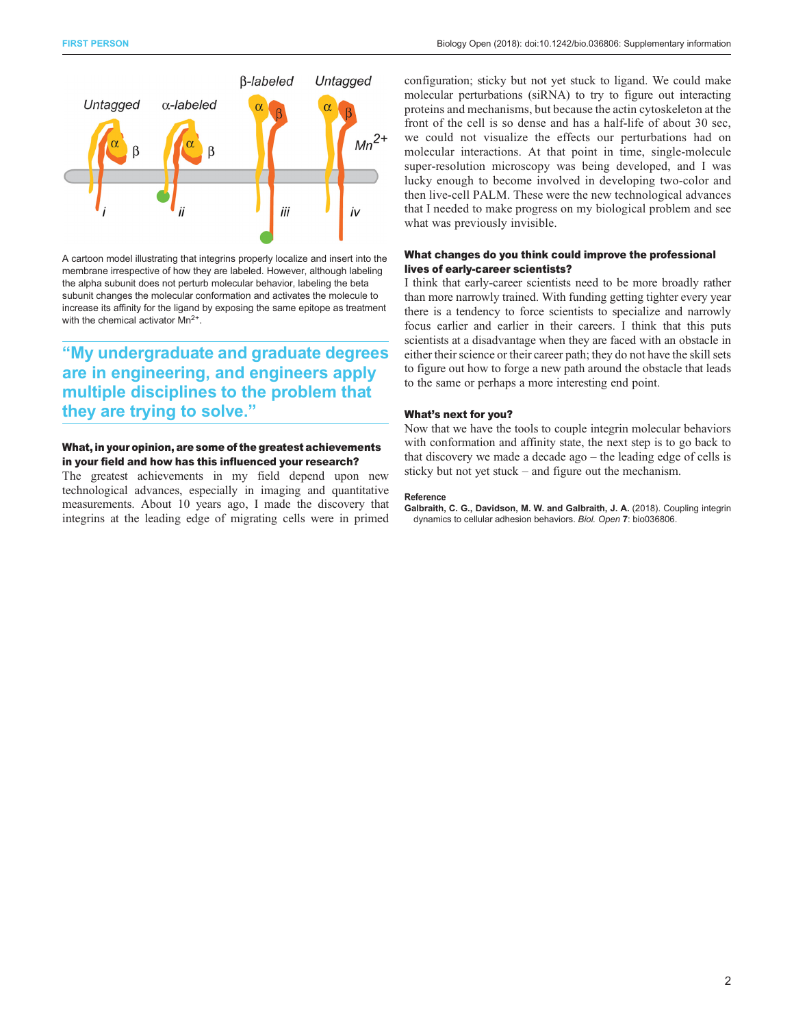Untagged

α-labeled

β-labeled

Untagged

α

β

α

β

α

β

α

β

$Mn^{2+}$

i

ii

iii

iv

A cartoon model illustrating that integrins properly localize and insert into the membrane irrespective of how they are labeled. However, although labeling the alpha subunit does not perturb molecular behavior, labeling the beta subunit changes the molecular conformation and activates the molecule to increase its affinity for the ligand by exposing the same epitope as treatment with the chemical activator $Mn^{2+}$.

> "My undergraduate and graduate degrees are in engineering, and engineers apply multiple disciplines to the problem that they are trying to solve."

### What, in your opinion, are some of the greatest achievements in your field and how has this influenced your research?

The greatest achievements in my field depend upon new technological advances, especially in imaging and quantitative measurements. About 10 years ago, I made the discovery that integrins at the leading edge of migrating cells were in primed configuration; sticky but not yet stuck to ligand. We could make molecular perturbations (siRNA) to try to figure out interacting proteins and mechanisms, but because the actin cytoskeleton at the front of the cell is so dense and has a half-life of about 30 sec, we could not visualize the effects our perturbations had on molecular interactions. At that point in time, single-molecule super-resolution microscopy was being developed, and I was lucky enough to become involved in developing two-color and then live-cell PALM. These were the new technological advances that I needed to make progress on my biological problem and see what was previously invisible.

### What changes do you think could improve the professional lives of early-career scientists?

I think that early-career scientists need to be more broadly rather than more narrowly trained. With funding getting tighter every year there is a tendency to force scientists to specialize and narrowly focus earlier and earlier in their careers. I think that this puts scientists at a disadvantage when they are faced with an obstacle in either their science or their career path; they do not have the skill sets to figure out how to forge a new path around the obstacle that leads to the same or perhaps a more interesting end point.

### What's next for you?

Now that we have the tools to couple integrin molecular behaviors with conformation and affinity state, the next step is to go back to that discovery we made a decade ago – the leading edge of cells is sticky but not yet stuck – and figure out the mechanism.

#### Reference

**Galbraith, C. G., Davidson, M. W. and Galbraith, J. A.** (2018). Coupling integrin dynamics to cellular adhesion behaviors. *Biol. Open* **7**: bio036806.